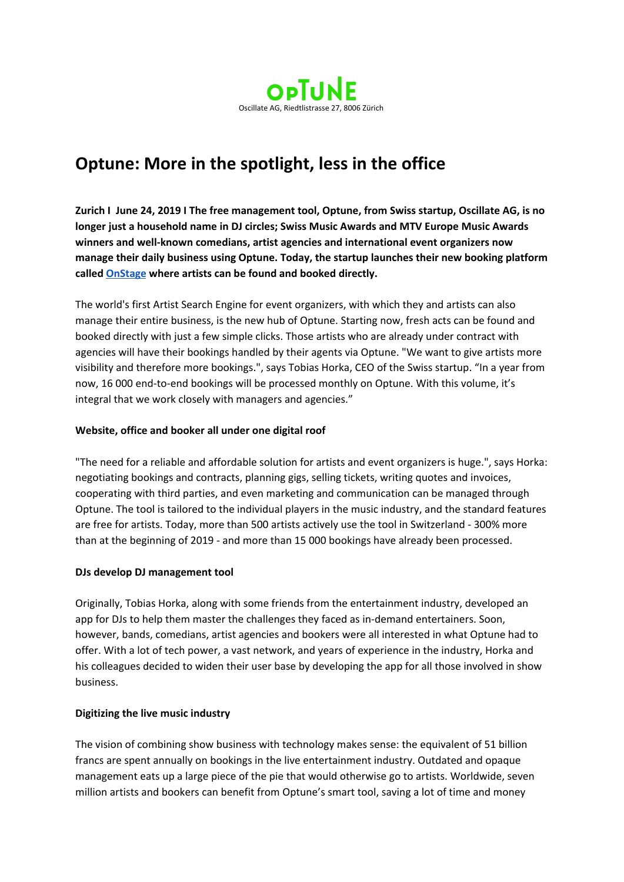OPTUNE

Oscillate AG, Riedtlistrasse 27, 8006 Zürich

# Optune: More in the spotlight, less in the office

**Zurich I June 24, 2019 I The free management tool, Optune, from Swiss startup, Oscillate AG, is no longer just a household name in DJ circles; Swiss Music Awards and MTV Europe Music Awards winners and well-known comedians, artist agencies and international event organizers now manage their daily business using Optune. Today, the startup launches their new booking platform called OnStage where artists can be found and booked directly.**

The world's first Artist Search Engine for event organizers, with which they and artists can also manage their entire business, is the new hub of Optune. Starting now, fresh acts can be found and booked directly with just a few simple clicks. Those artists who are already under contract with agencies will have their bookings handled by their agents via Optune. "We want to give artists more visibility and therefore more bookings.", says Tobias Horka, CEO of the Swiss startup. "In a year from now, 16 000 end-to-end bookings will be processed monthly on Optune. With this volume, it's integral that we work closely with managers and agencies."

### Website, office and booker all under one digital roof

"The need for a reliable and affordable solution for artists and event organizers is huge.", says Horka: negotiating bookings and contracts, planning gigs, selling tickets, writing quotes and invoices, cooperating with third parties, and even marketing and communication can be managed through Optune. The tool is tailored to the individual players in the music industry, and the standard features are free for artists. Today, more than 500 artists actively use the tool in Switzerland - 300% more than at the beginning of 2019 - and more than 15 000 bookings have already been processed.

### DJs develop DJ management tool

Originally, Tobias Horka, along with some friends from the entertainment industry, developed an app for DJs to help them master the challenges they faced as in-demand entertainers. Soon, however, bands, comedians, artist agencies and bookers were all interested in what Optune had to offer. With a lot of tech power, a vast network, and years of experience in the industry, Horka and his colleagues decided to widen their user base by developing the app for all those involved in show business.

### Digitizing the live music industry

The vision of combining show business with technology makes sense: the equivalent of 51 billion francs are spent annually on bookings in the live entertainment industry. Outdated and opaque management eats up a large piece of the pie that would otherwise go to artists. Worldwide, seven million artists and bookers can benefit from Optune's smart tool, saving a lot of time and money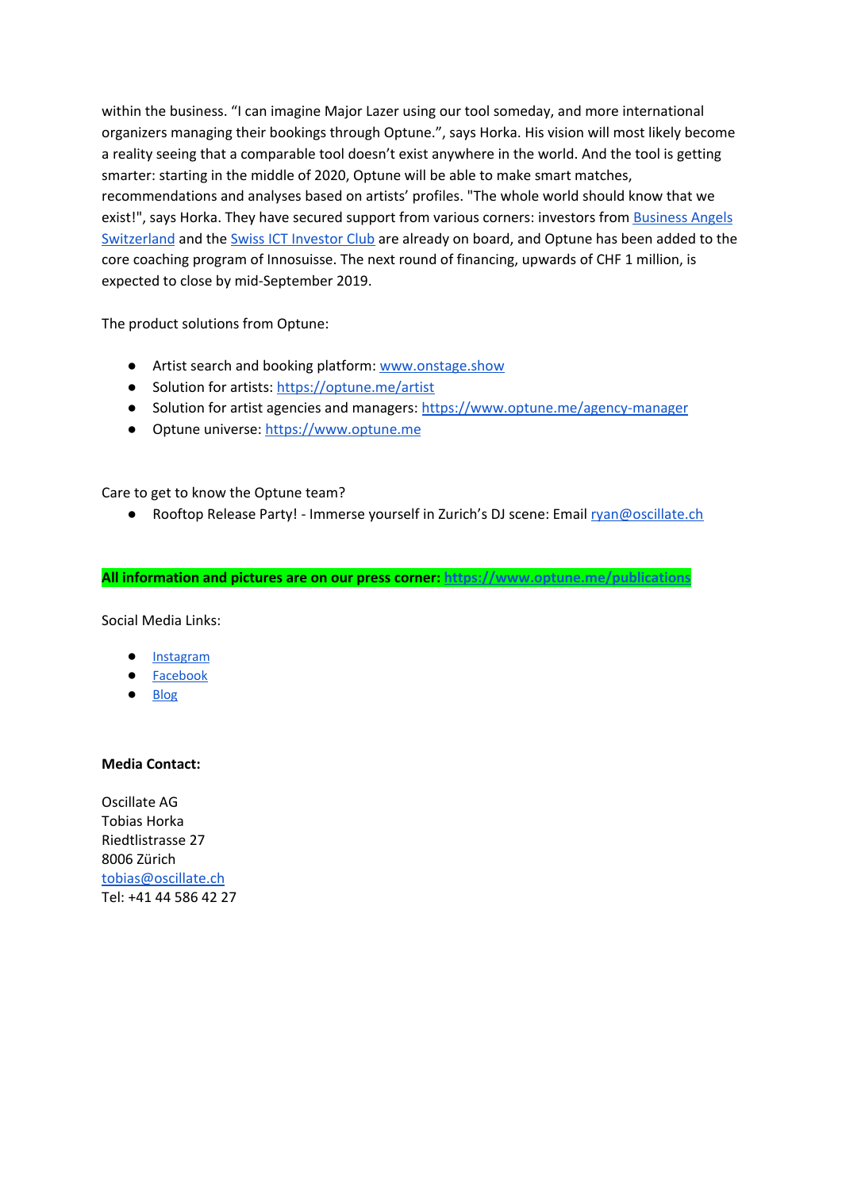within the business. “I can imagine Major Lazer using our tool someday, and more international organizers managing their bookings through Optune.”, says Horka. His vision will most likely become a reality seeing that a comparable tool doesn’t exist anywhere in the world. And the tool is getting smarter: starting in the middle of 2020, Optune will be able to make smart matches, recommendations and analyses based on artists’ profiles. "The whole world should know that we exist!", says Horka. They have secured support from various corners: investors from Business Angels Switzerland and the Swiss ICT Investor Club are already on board, and Optune has been added to the core coaching program of Innosuisse. The next round of financing, upwards of CHF 1 million, is expected to close by mid-September 2019.

The product solutions from Optune:

- Artist search and booking platform: www.onstage.show
- Solution for artists: https://optune.me/artist
- Solution for artist agencies and managers: https://www.optune.me/agency-manager
- Optune universe: https://www.optune.me

Care to get to know the Optune team?

- Rooftop Release Party! - Immerse yourself in Zurich’s DJ scene: Email ryan@oscillate.ch

**All information and pictures are on our press corner: https://www.optune.me/publications**

Social Media Links:

- Instagram
- Facebook
- Blog

**Media Contact:**

Oscillate AG
Tobias Horka
Riedtlistrasse 27
8006 Zürich
tobias@oscillate.ch
Tel: +41 44 586 42 27